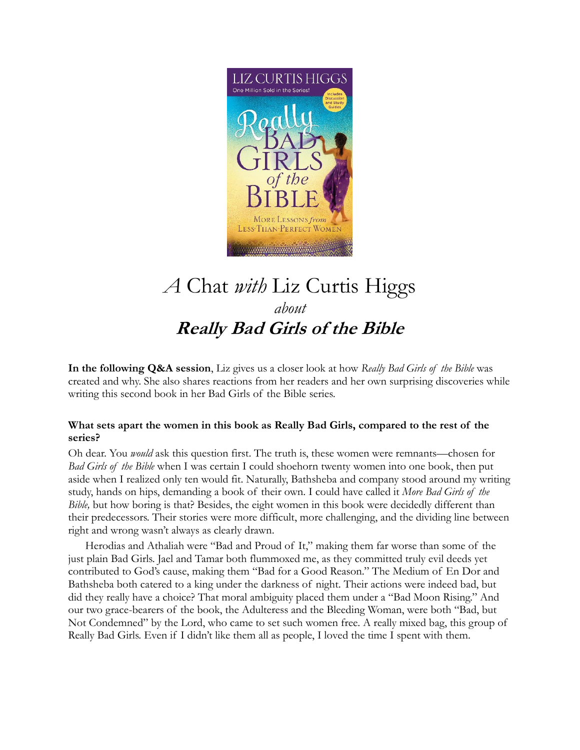# *A* Chat *with* Liz Curtis Higgs *about* ***Really Bad Girls of the Bible***

**In the following Q&A session**, Liz gives us a closer look at how *Really Bad Girls of the Bible* was created and why. She also shares reactions from her readers and her own surprising discoveries while writing this second book in her Bad Girls of the Bible series.

**What sets apart the women in this book as Really Bad Girls, compared to the rest of the series?**

Oh dear. You *would* ask this question first. The truth is, these women were remnants—chosen for *Bad Girls of the Bible* when I was certain I could shoehorn twenty women into one book, then put aside when I realized only ten would fit. Naturally, Bathsheba and company stood around my writing study, hands on hips, demanding a book of their own. I could have called it *More Bad Girls of the Bible,* but how boring is that? Besides, the eight women in this book were decidedly different than their predecessors. Their stories were more difficult, more challenging, and the dividing line between right and wrong wasn't always as clearly drawn.

Herodias and Athaliah were "Bad and Proud of It," making them far worse than some of the just plain Bad Girls. Jael and Tamar both flummoxed me, as they committed truly evil deeds yet contributed to God's cause, making them "Bad for a Good Reason." The Medium of En Dor and Bathsheba both catered to a king under the darkness of night. Their actions were indeed bad, but did they really have a choice? That moral ambiguity placed them under a "Bad Moon Rising." And our two grace-bearers of the book, the Adulteress and the Bleeding Woman, were both "Bad, but Not Condemned" by the Lord, who came to set such women free. A really mixed bag, this group of Really Bad Girls. Even if I didn't like them all as people, I loved the time I spent with them.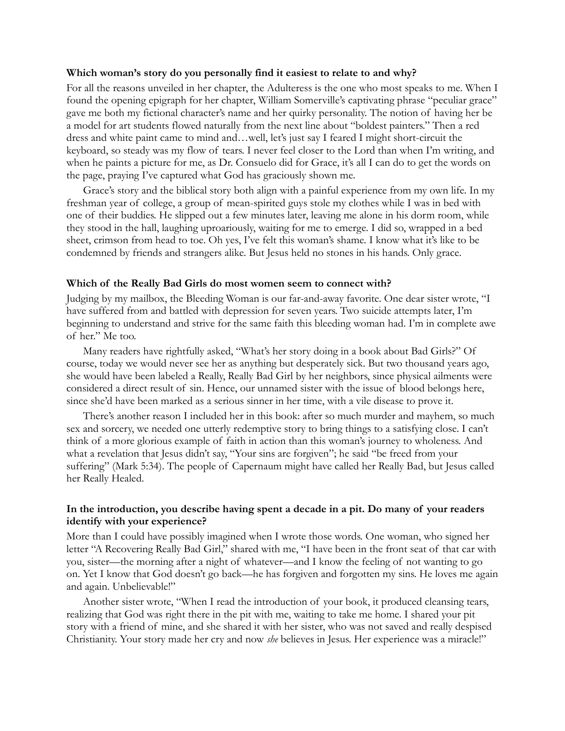**Which woman's story do you personally find it easiest to relate to and why?**

For all the reasons unveiled in her chapter, the Adulteress is the one who most speaks to me. When I found the opening epigraph for her chapter, William Somerville's captivating phrase "peculiar grace" gave me both my fictional character's name and her quirky personality. The notion of having her be a model for art students flowed naturally from the next line about "boldest painters." Then a red dress and white paint came to mind and…well, let's just say I feared I might short-circuit the keyboard, so steady was my flow of tears. I never feel closer to the Lord than when I'm writing, and when he paints a picture for me, as Dr. Consuelo did for Grace, it's all I can do to get the words on the page, praying I've captured what God has graciously shown me.

Grace's story and the biblical story both align with a painful experience from my own life. In my freshman year of college, a group of mean-spirited guys stole my clothes while I was in bed with one of their buddies. He slipped out a few minutes later, leaving me alone in his dorm room, while they stood in the hall, laughing uproariously, waiting for me to emerge. I did so, wrapped in a bed sheet, crimson from head to toe. Oh yes, I've felt this woman's shame. I know what it's like to be condemned by friends and strangers alike. But Jesus held no stones in his hands. Only grace.

**Which of the Really Bad Girls do most women seem to connect with?**

Judging by my mailbox, the Bleeding Woman is our far-and-away favorite. One dear sister wrote, "I have suffered from and battled with depression for seven years. Two suicide attempts later, I'm beginning to understand and strive for the same faith this bleeding woman had. I'm in complete awe of her." Me too.

Many readers have rightfully asked, "What's her story doing in a book about Bad Girls?" Of course, today we would never see her as anything but desperately sick. But two thousand years ago, she would have been labeled a Really, Really Bad Girl by her neighbors, since physical ailments were considered a direct result of sin. Hence, our unnamed sister with the issue of blood belongs here, since she'd have been marked as a serious sinner in her time, with a vile disease to prove it.

There's another reason I included her in this book: after so much murder and mayhem, so much sex and sorcery, we needed one utterly redemptive story to bring things to a satisfying close. I can't think of a more glorious example of faith in action than this woman's journey to wholeness. And what a revelation that Jesus didn't say, "Your sins are forgiven"; he said "be freed from your suffering" (Mark 5:34). The people of Capernaum might have called her Really Bad, but Jesus called her Really Healed.

**In the introduction, you describe having spent a decade in a pit. Do many of your readers identify with your experience?**

More than I could have possibly imagined when I wrote those words. One woman, who signed her letter "A Recovering Really Bad Girl," shared with me, "I have been in the front seat of that car with you, sister—the morning after a night of whatever—and I know the feeling of not wanting to go on. Yet I know that God doesn't go back—he has forgiven and forgotten my sins. He loves me again and again. Unbelievable!"

Another sister wrote, "When I read the introduction of your book, it produced cleansing tears, realizing that God was right there in the pit with me, waiting to take me home. I shared your pit story with a friend of mine, and she shared it with her sister, who was not saved and really despised Christianity. Your story made her cry and now *she* believes in Jesus. Her experience was a miracle!"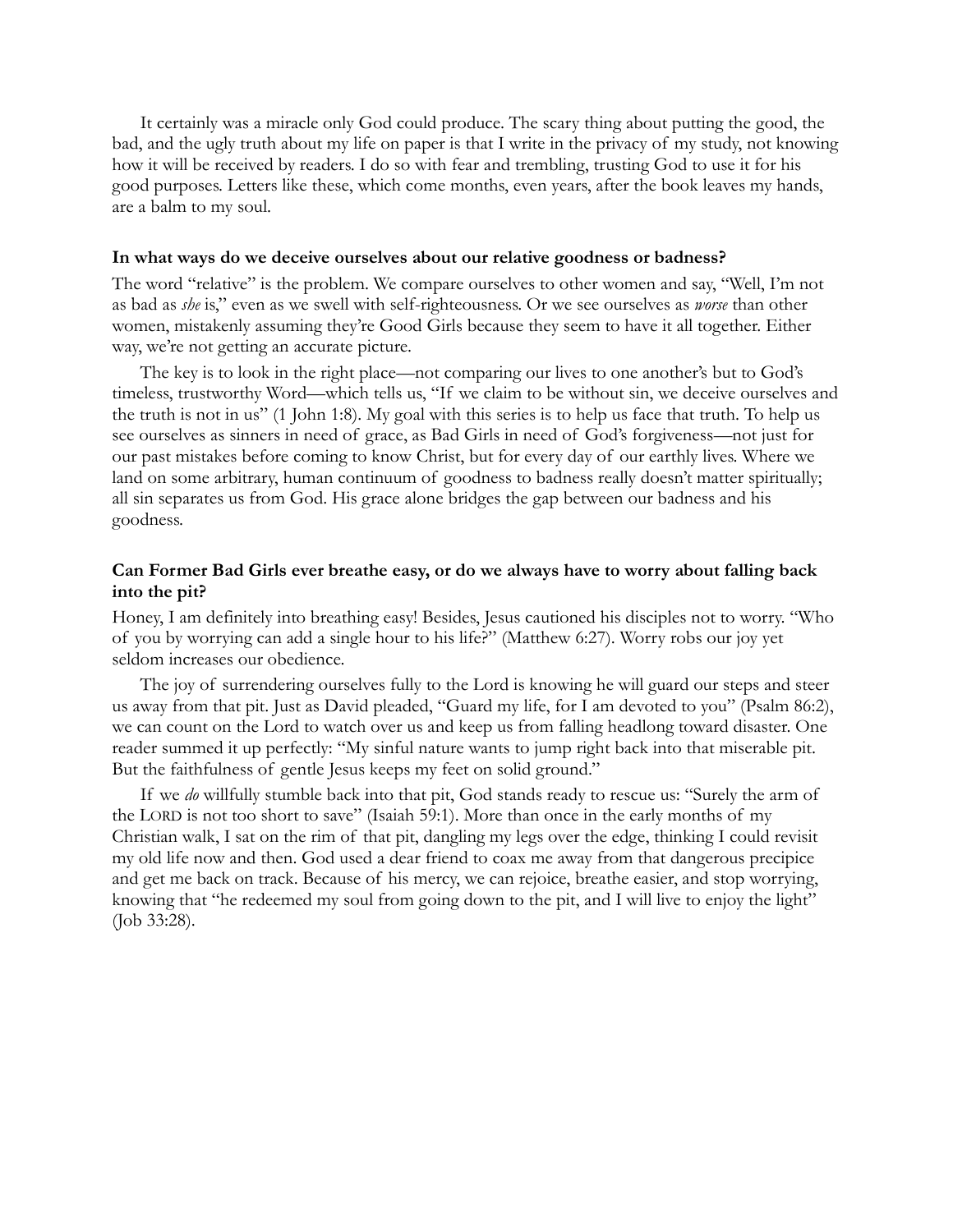It certainly was a miracle only God could produce. The scary thing about putting the good, the bad, and the ugly truth about my life on paper is that I write in the privacy of my study, not knowing how it will be received by readers. I do so with fear and trembling, trusting God to use it for his good purposes. Letters like these, which come months, even years, after the book leaves my hands, are a balm to my soul.

**In what ways do we deceive ourselves about our relative goodness or badness?**

The word "relative" is the problem. We compare ourselves to other women and say, "Well, I'm not as bad as *she* is," even as we swell with self-righteousness. Or we see ourselves as ***worse*** than other women, mistakenly assuming they're Good Girls because they seem to have it all together. Either way, we're not getting an accurate picture.

The key is to look in the right place—not comparing our lives to one another's but to God's timeless, trustworthy Word—which tells us, "If we claim to be without sin, we deceive ourselves and the truth is not in us" (1 John 1:8). My goal with this series is to help us face that truth. To help us see ourselves as sinners in need of grace, as Bad Girls in need of God's forgiveness—not just for our past mistakes before coming to know Christ, but for every day of our earthly lives. Where we land on some arbitrary, human continuum of goodness to badness really doesn't matter spiritually; all sin separates us from God. His grace alone bridges the gap between our badness and his goodness.

**Can Former Bad Girls ever breathe easy, or do we always have to worry about falling back into the pit?**

Honey, I am definitely into breathing easy! Besides, Jesus cautioned his disciples not to worry. "Who of you by worrying can add a single hour to his life?" (Matthew 6:27). Worry robs our joy yet seldom increases our obedience.

The joy of surrendering ourselves fully to the Lord is knowing he will guard our steps and steer us away from that pit. Just as David pleaded, "Guard my life, for I am devoted to you" (Psalm 86:2), we can count on the Lord to watch over us and keep us from falling headlong toward disaster. One reader summed it up perfectly: "My sinful nature wants to jump right back into that miserable pit. But the faithfulness of gentle Jesus keeps my feet on solid ground."

If we *do* willfully stumble back into that pit, God stands ready to rescue us: "Surely the arm of the LORD is not too short to save" (Isaiah 59:1). More than once in the early months of my Christian walk, I sat on the rim of that pit, dangling my legs over the edge, thinking I could revisit my old life now and then. God used a dear friend to coax me away from that dangerous precipice and get me back on track. Because of his mercy, we can rejoice, breathe easier, and stop worrying, knowing that "he redeemed my soul from going down to the pit, and I will live to enjoy the light" (Job 33:28).